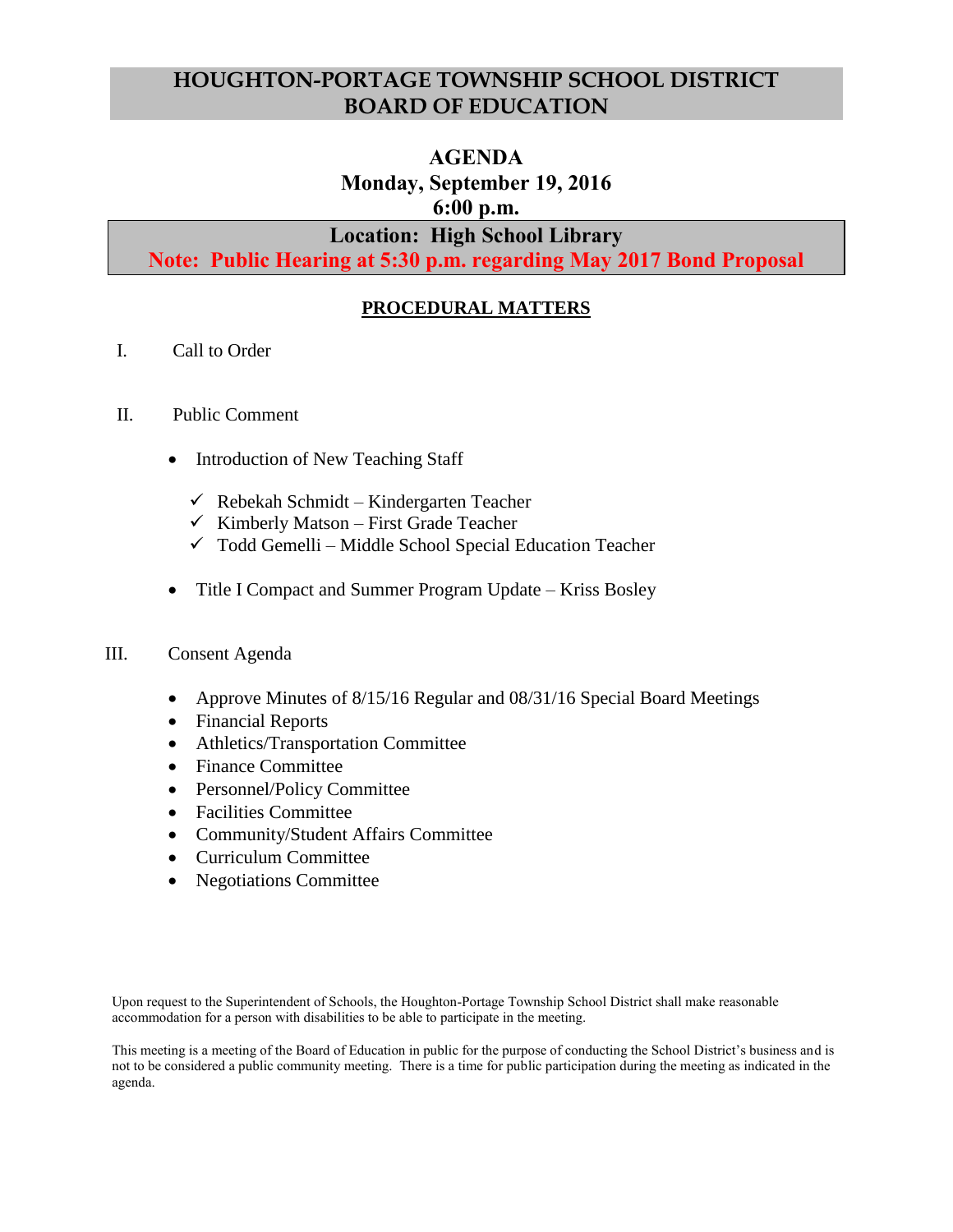# HOUGHTON-PORTAGE TOWNSHIP SCHOOL DISTRICT
# BOARD OF EDUCATION

## AGENDA
## Monday, September 19, 2016
## 6:00 p.m.

**Location: High School Library**

**Note: Public Hearing at 5:30 p.m. regarding May 2017 Bond Proposal**

### PROCEDURAL MATTERS

I. Call to Order

II. Public Comment

- Introduction of New Teaching Staff
  - ✓ Rebekah Schmidt – Kindergarten Teacher
  - ✓ Kimberly Matson – First Grade Teacher
  - ✓ Todd Gemelli – Middle School Special Education Teacher
- Title I Compact and Summer Program Update – Kriss Bosley

III. Consent Agenda

- Approve Minutes of 8/15/16 Regular and 08/31/16 Special Board Meetings
- Financial Reports
- Athletics/Transportation Committee
- Finance Committee
- Personnel/Policy Committee
- Facilities Committee
- Community/Student Affairs Committee
- Curriculum Committee
- Negotiations Committee

Upon request to the Superintendent of Schools, the Houghton-Portage Township School District shall make reasonable accommodation for a person with disabilities to be able to participate in the meeting.

This meeting is a meeting of the Board of Education in public for the purpose of conducting the School District's business and is not to be considered a public community meeting. There is a time for public participation during the meeting as indicated in the agenda.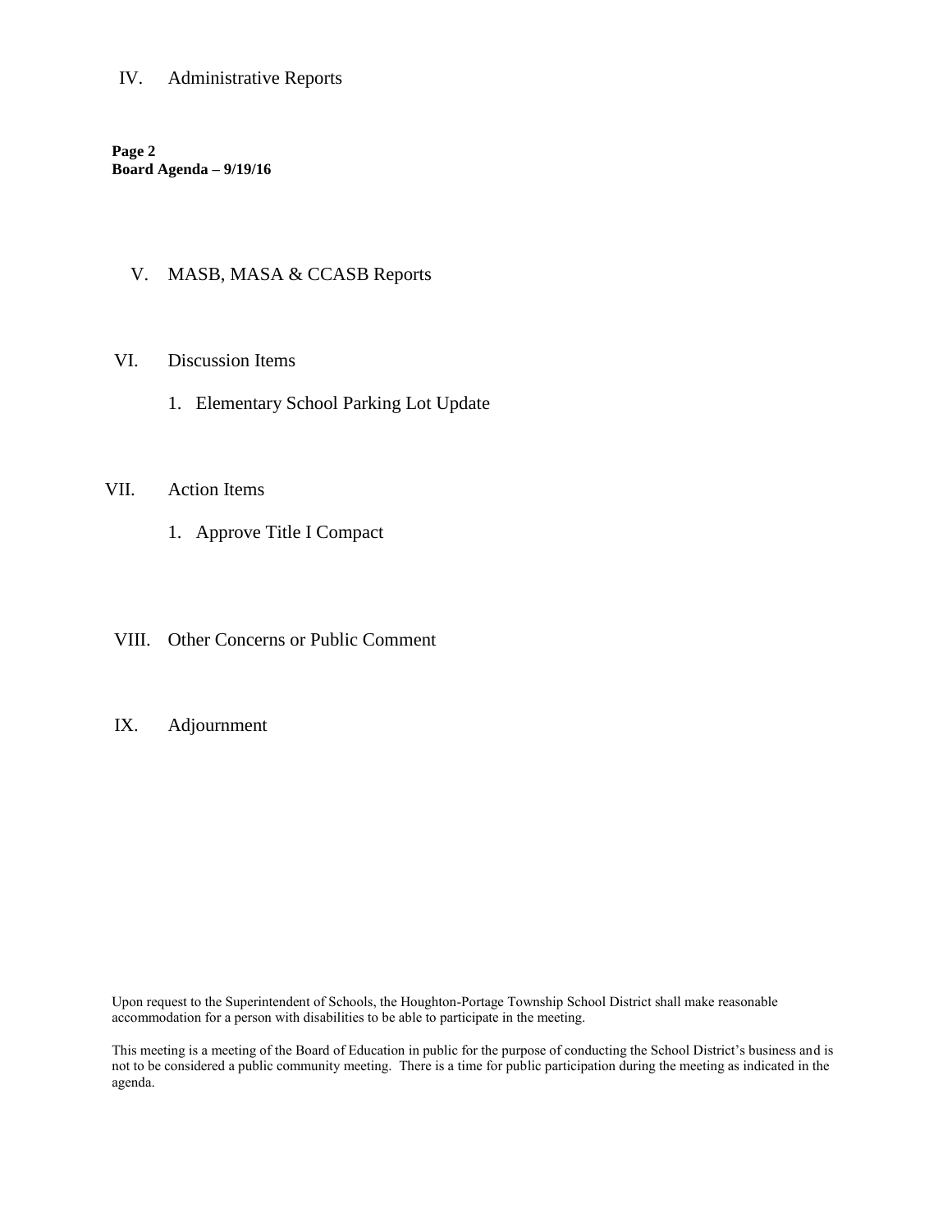IV. Administrative Reports

V. MASB, MASA & CCASB Reports

VI. Discussion Items

1. Elementary School Parking Lot Update

VII. Action Items

1. Approve Title I Compact

VIII. Other Concerns or Public Comment

IX. Adjournment

Upon request to the Superintendent of Schools, the Houghton-Portage Township School District shall make reasonable accommodation for a person with disabilities to be able to participate in the meeting.

This meeting is a meeting of the Board of Education in public for the purpose of conducting the School District's business and is not to be considered a public community meeting. There is a time for public participation during the meeting as indicated in the agenda.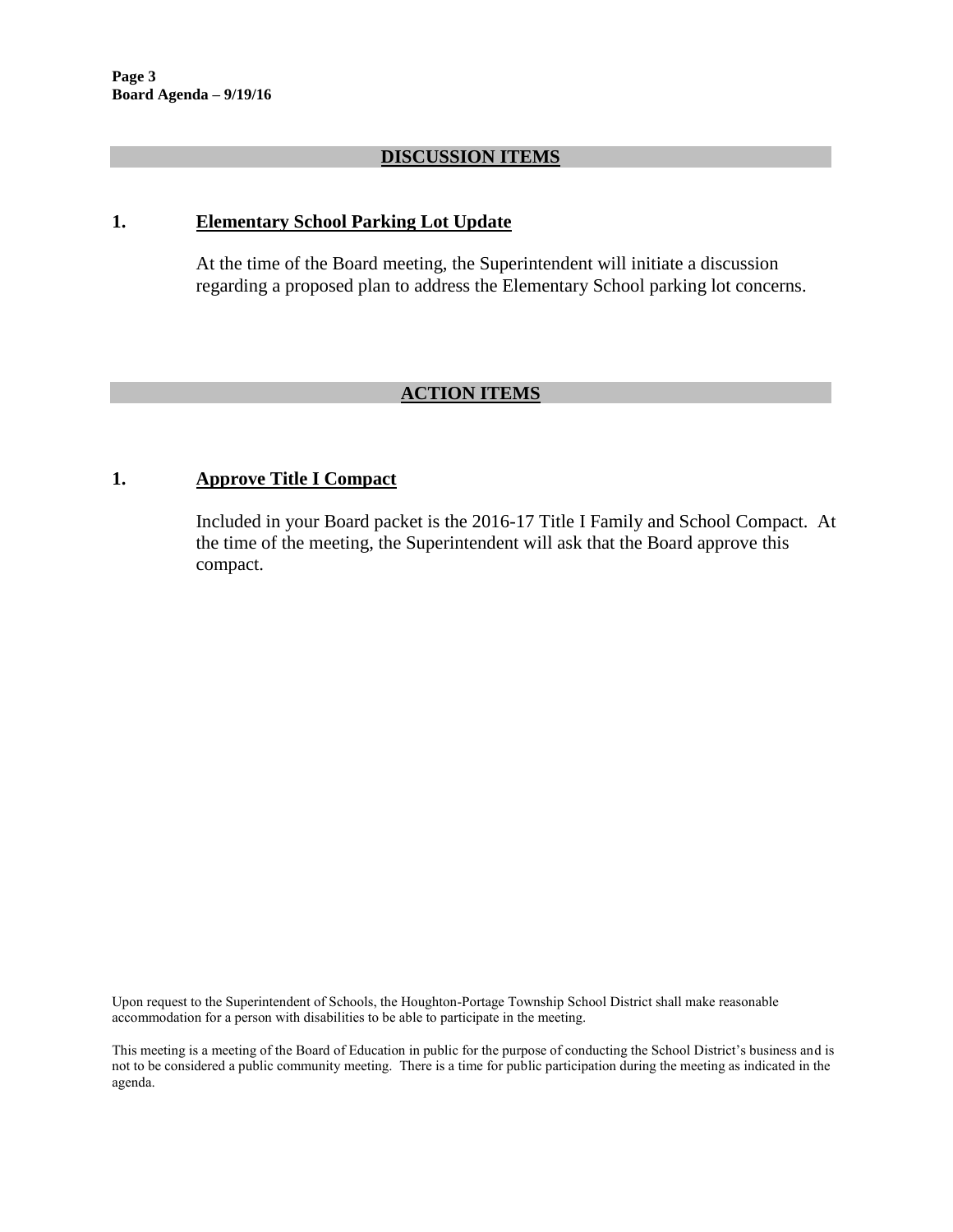## DISCUSSION ITEMS

### 1. Elementary School Parking Lot Update

At the time of the Board meeting, the Superintendent will initiate a discussion regarding a proposed plan to address the Elementary School parking lot concerns.

## ACTION ITEMS

### 1. Approve Title I Compact

Included in your Board packet is the 2016-17 Title I Family and School Compact. At the time of the meeting, the Superintendent will ask that the Board approve this compact.

Upon request to the Superintendent of Schools, the Houghton-Portage Township School District shall make reasonable accommodation for a person with disabilities to be able to participate in the meeting.

This meeting is a meeting of the Board of Education in public for the purpose of conducting the School District's business and is not to be considered a public community meeting. There is a time for public participation during the meeting as indicated in the agenda.